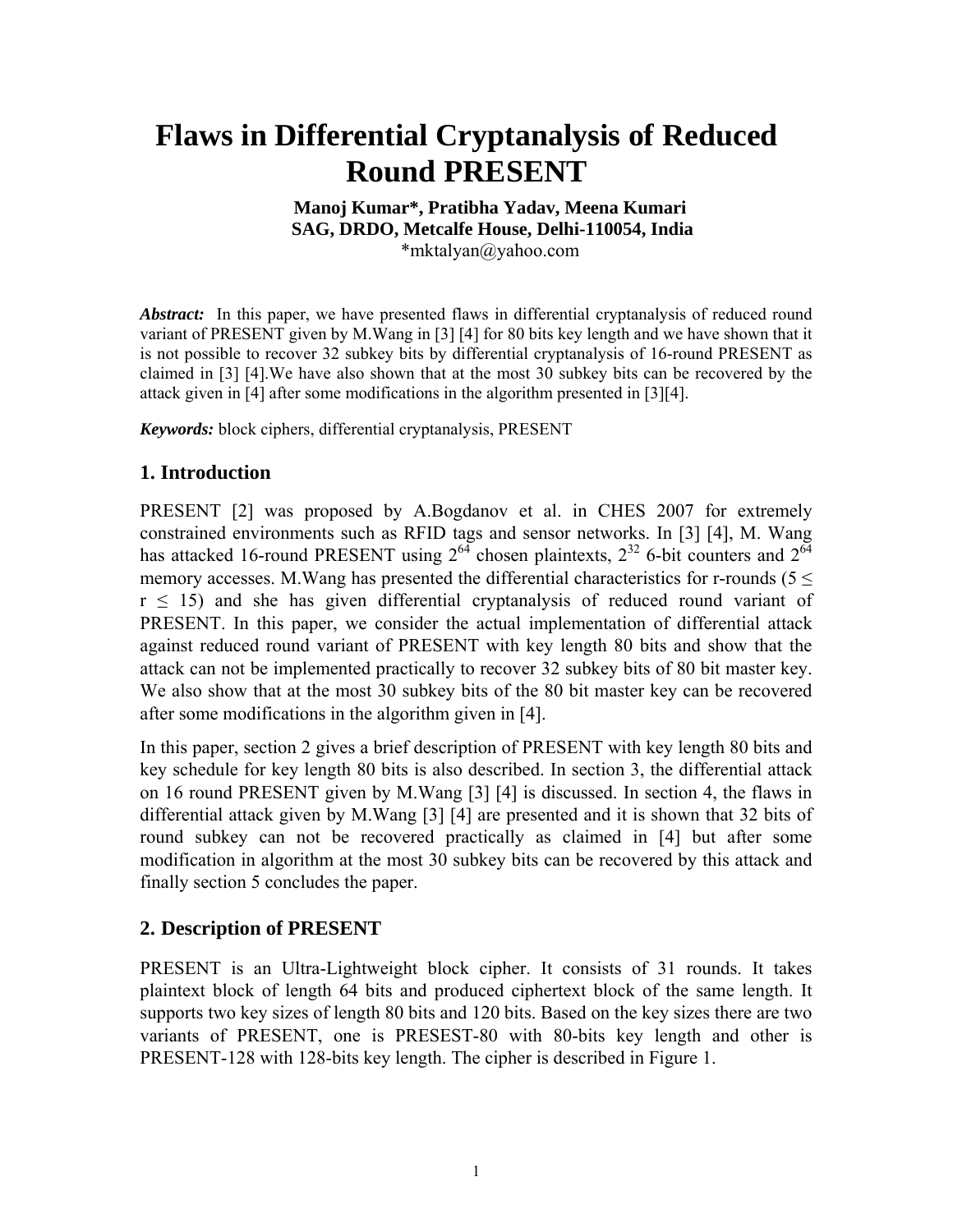# Flaws in Differential Cryptanalysis of Reduced Round PRESENT

**Manoj Kumar\*, Pratibha Yadav, Meena Kumari**
**SAG, DRDO, Metcalfe House, Delhi-110054, India**
\*mktalyan@yahoo.com

***Abstract:*** In this paper, we have presented flaws in differential cryptanalysis of reduced round variant of PRESENT given by M.Wang in [3] [4] for 80 bits key length and we have shown that it is not possible to recover 32 subkey bits by differential cryptanalysis of 16-round PRESENT as claimed in [3] [4].We have also shown that at the most 30 subkey bits can be recovered by the attack given in [4] after some modifications in the algorithm presented in [3][4].

***Keywords:*** block ciphers, differential cryptanalysis, PRESENT

## 1. Introduction

PRESENT [2] was proposed by A.Bogdanov et al. in CHES 2007 for extremely constrained environments such as RFID tags and sensor networks. In [3] [4], M. Wang has attacked 16-round PRESENT using $2^{64}$ chosen plaintexts, $2^{32}$ 6-bit counters and $2^{64}$ memory accesses. M.Wang has presented the differential characteristics for r-rounds ($5 \leq r \leq 15$) and she has given differential cryptanalysis of reduced round variant of PRESENT. In this paper, we consider the actual implementation of differential attack against reduced round variant of PRESENT with key length 80 bits and show that the attack can not be implemented practically to recover 32 subkey bits of 80 bit master key. We also show that at the most 30 subkey bits of the 80 bit master key can be recovered after some modifications in the algorithm given in [4].

In this paper, section 2 gives a brief description of PRESENT with key length 80 bits and key schedule for key length 80 bits is also described. In section 3, the differential attack on 16 round PRESENT given by M.Wang [3] [4] is discussed. In section 4, the flaws in differential attack given by M.Wang [3] [4] are presented and it is shown that 32 bits of round subkey can not be recovered practically as claimed in [4] but after some modification in algorithm at the most 30 subkey bits can be recovered by this attack and finally section 5 concludes the paper.

## 2. Description of PRESENT

PRESENT is an Ultra-Lightweight block cipher. It consists of 31 rounds. It takes plaintext block of length 64 bits and produced ciphertext block of the same length. It supports two key sizes of length 80 bits and 120 bits. Based on the key sizes there are two variants of PRESENT, one is PRESEST-80 with 80-bits key length and other is PRESENT-128 with 128-bits key length. The cipher is described in Figure 1.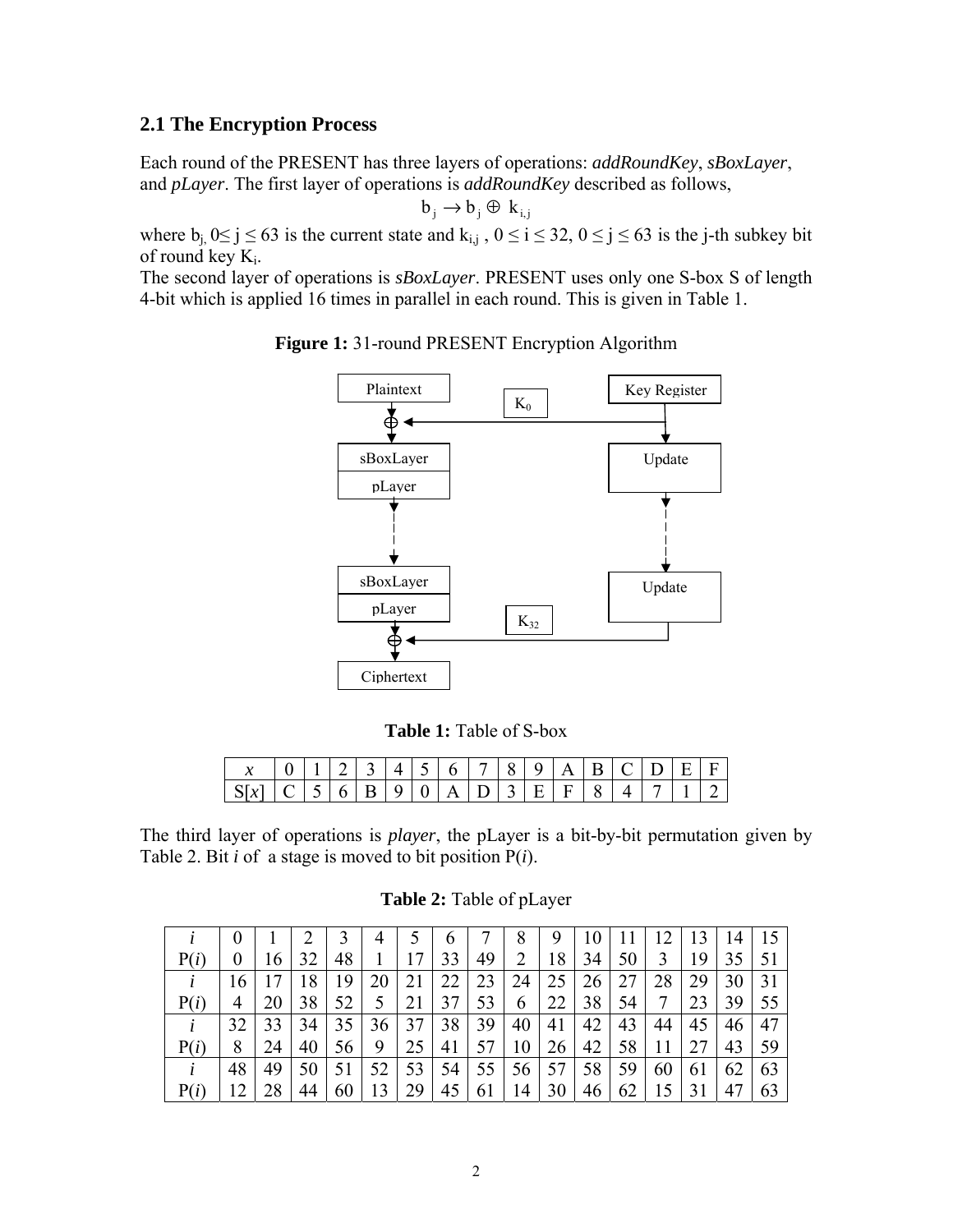## 2.1 The Encryption Process

Each round of the PRESENT has three layers of operations: *addRoundKey*, *sBoxLayer*, and *pLayer*. The first layer of operations is *addRoundKey* described as follows,

$$b_j \rightarrow b_j \oplus k_{i,j}$$

where $b_j$, $0 \leq j \leq 63$ is the current state and $k_{i,j}$ , $0 \leq i \leq 32$, $0 \leq j \leq 63$ is the j-th subkey bit of round key $K_i$.

The second layer of operations is *sBoxLayer*. PRESENT uses only one S-box S of length 4-bit which is applied 16 times in parallel in each round. This is given in Table 1.

**Figure 1:** 31-round PRESENT Encryption Algorithm

**Table 1:** Table of S-box

| *x* | 0 | 1 | 2 | 3 | 4 | 5 | 6 | 7 | 8 | 9 | A | B | C | D | E | F |
|---|---|---|---|---|---|---|---|---|---|---|---|---|---|---|---|---|
| S[*x*] | C | 5 | 6 | B | 9 | 0 | A | D | 3 | E | F | 8 | 4 | 7 | 1 | 2 |

The third layer of operations is *player*, the pLayer is a bit-by-bit permutation given by Table 2. Bit *i* of a stage is moved to bit position P(*i*).

**Table 2:** Table of pLayer

| *i* | 0 | 1 | 2 | 3 | 4 | 5 | 6 | 7 | 8 | 9 | 10 | 11 | 12 | 13 | 14 | 15 |
|---|---|---|---|---|---|---|---|---|---|---|---|---|---|---|---|---|
| P(*i*) | 0 | 16 | 32 | 48 | 1 | 17 | 33 | 49 | 2 | 18 | 34 | 50 | 3 | 19 | 35 | 51 |
| *i* | 16 | 17 | 18 | 19 | 20 | 21 | 22 | 23 | 24 | 25 | 26 | 27 | 28 | 29 | 30 | 31 |
| P(*i*) | 4 | 20 | 38 | 52 | 5 | 21 | 37 | 53 | 6 | 22 | 38 | 54 | 7 | 23 | 39 | 55 |
| *i* | 32 | 33 | 34 | 35 | 36 | 37 | 38 | 39 | 40 | 41 | 42 | 43 | 44 | 45 | 46 | 47 |
| P(*i*) | 8 | 24 | 40 | 56 | 9 | 25 | 41 | 57 | 10 | 26 | 42 | 58 | 11 | 27 | 43 | 59 |
| *i* | 48 | 49 | 50 | 51 | 52 | 53 | 54 | 55 | 56 | 57 | 58 | 59 | 60 | 61 | 62 | 63 |
| P(*i*) | 12 | 28 | 44 | 60 | 13 | 29 | 45 | 61 | 14 | 30 | 46 | 62 | 15 | 31 | 47 | 63 |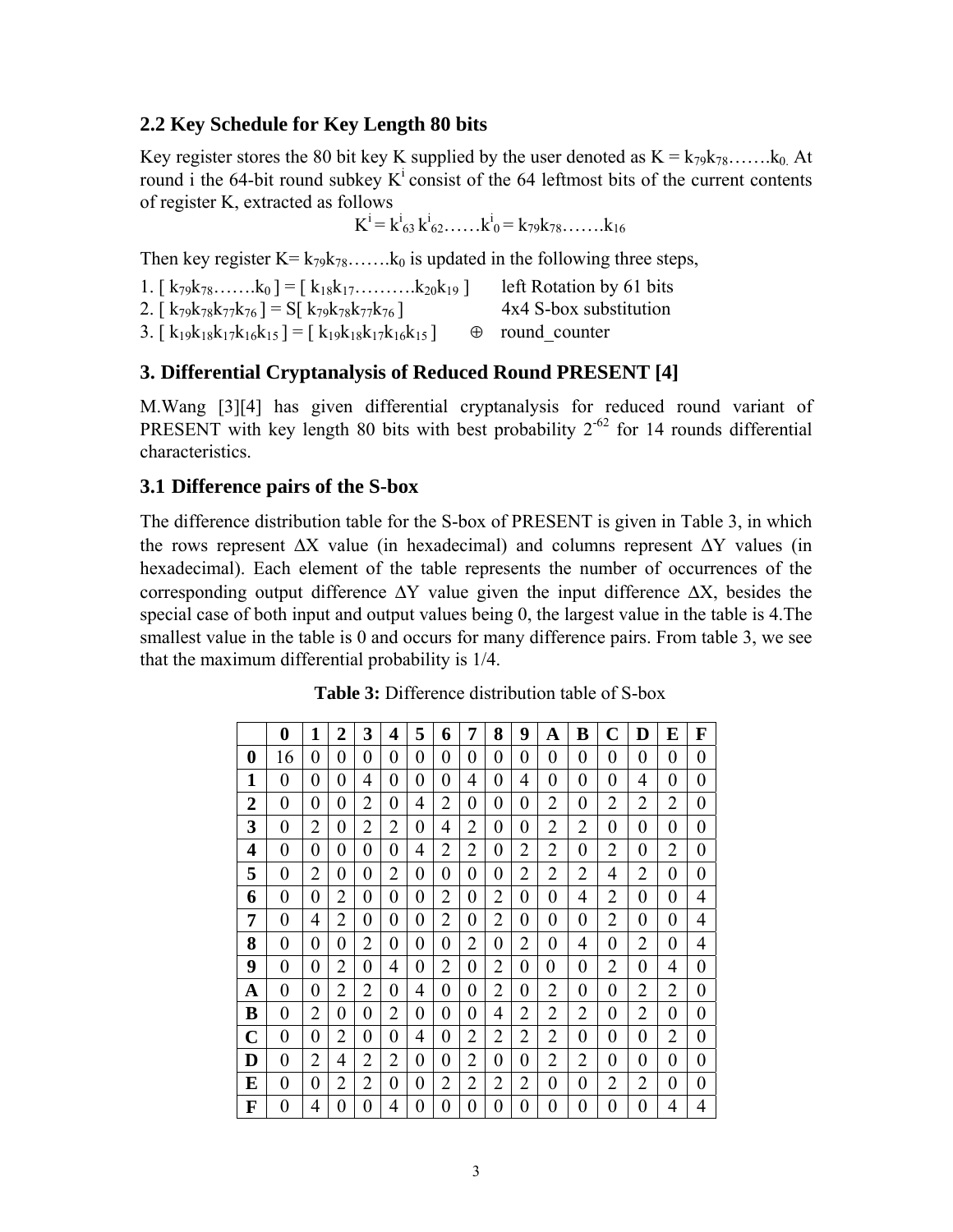### 2.2 Key Schedule for Key Length 80 bits

Key register stores the 80 bit key K supplied by the user denoted as $K = k_{79}k_{78}\ldots\ldots k_0$. At round i the 64-bit round subkey $K^i$ consist of the 64 leftmost bits of the current contents of register K, extracted as follows

$$K^i = k^i_{63}\, k^i_{62}\ldots\ldots k^i_0 = k_{79}k_{78}\ldots\ldots k_{16}$$

Then key register $K= k_{79}k_{78}\ldots\ldots k_0$ is updated in the following three steps,

1. $[\, k_{79}k_{78}\ldots\ldots k_0\, ] = [\, k_{18}k_{17}\ldots\ldots\ldots k_{20}k_{19}\, ]$ left Rotation by 61 bits
2. $[\, k_{79}k_{78}k_{77}k_{76}\, ] = S[\, k_{79}k_{78}k_{77}k_{76}\, ]$ 4x4 S-box substitution
3. $[\, k_{19}k_{18}k_{17}k_{16}k_{15}\, ] = [\, k_{19}k_{18}k_{17}k_{16}k_{15}\, ] \oplus$ round_counter

## 3. Differential Cryptanalysis of Reduced Round PRESENT [4]

M.Wang [3][4] has given differential cryptanalysis for reduced round variant of PRESENT with key length 80 bits with best probability $2^{-62}$ for 14 rounds differential characteristics.

### 3.1 Difference pairs of the S-box

The difference distribution table for the S-box of PRESENT is given in Table 3, in which the rows represent ΔX value (in hexadecimal) and columns represent ΔY values (in hexadecimal). Each element of the table represents the number of occurrences of the corresponding output difference ΔY value given the input difference ΔX, besides the special case of both input and output values being 0, the largest value in the table is 4.The smallest value in the table is 0 and occurs for many difference pairs. From table 3, we see that the maximum differential probability is 1/4.

**Table 3:** Difference distribution table of S-box

| | **0** | **1** | **2** | **3** | **4** | **5** | **6** | **7** | **8** | **9** | **A** | **B** | **C** | **D** | **E** | **F** |
|---|---|---|---|---|---|---|---|---|---|---|---|---|---|---|---|---|
| **0** | 16 | 0 | 0 | 0 | 0 | 0 | 0 | 0 | 0 | 0 | 0 | 0 | 0 | 0 | 0 | 0 |
| **1** | 0 | 0 | 0 | 4 | 0 | 0 | 0 | 4 | 0 | 4 | 0 | 0 | 0 | 4 | 0 | 0 |
| **2** | 0 | 0 | 0 | 2 | 0 | 4 | 2 | 0 | 0 | 0 | 2 | 0 | 2 | 2 | 2 | 0 |
| **3** | 0 | 2 | 0 | 2 | 2 | 0 | 4 | 2 | 0 | 0 | 2 | 2 | 0 | 0 | 0 | 0 |
| **4** | 0 | 0 | 0 | 0 | 0 | 4 | 2 | 2 | 0 | 2 | 2 | 0 | 2 | 0 | 2 | 0 |
| **5** | 0 | 2 | 0 | 0 | 2 | 0 | 0 | 0 | 0 | 2 | 2 | 2 | 4 | 2 | 0 | 0 |
| **6** | 0 | 0 | 2 | 0 | 0 | 0 | 2 | 0 | 2 | 0 | 0 | 4 | 2 | 0 | 0 | 4 |
| **7** | 0 | 4 | 2 | 0 | 0 | 0 | 2 | 0 | 2 | 0 | 0 | 0 | 2 | 0 | 0 | 4 |
| **8** | 0 | 0 | 0 | 2 | 0 | 0 | 0 | 2 | 0 | 2 | 0 | 4 | 0 | 2 | 0 | 4 |
| **9** | 0 | 0 | 2 | 0 | 4 | 0 | 2 | 0 | 2 | 0 | 0 | 0 | 2 | 0 | 4 | 0 |
| **A** | 0 | 0 | 2 | 2 | 0 | 4 | 0 | 0 | 2 | 0 | 2 | 0 | 0 | 2 | 2 | 0 |
| **B** | 0 | 2 | 0 | 0 | 2 | 0 | 0 | 0 | 4 | 2 | 2 | 2 | 0 | 2 | 0 | 0 |
| **C** | 0 | 0 | 2 | 0 | 0 | 4 | 0 | 2 | 2 | 2 | 2 | 0 | 0 | 0 | 2 | 0 |
| **D** | 0 | 2 | 4 | 2 | 2 | 0 | 0 | 2 | 0 | 0 | 2 | 2 | 0 | 0 | 0 | 0 |
| **E** | 0 | 0 | 2 | 2 | 0 | 0 | 2 | 2 | 2 | 2 | 0 | 0 | 2 | 2 | 0 | 0 |
| **F** | 0 | 4 | 0 | 0 | 4 | 0 | 0 | 0 | 0 | 0 | 0 | 0 | 0 | 0 | 4 | 4 |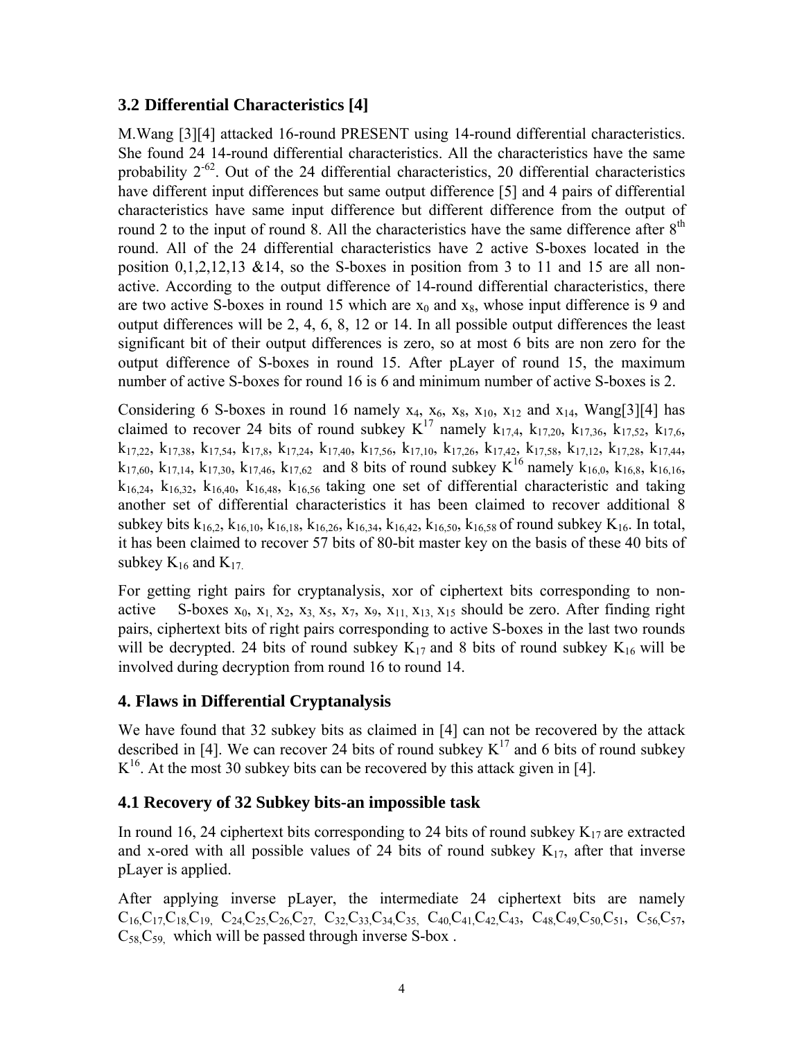### 3.2 Differential Characteristics [4]

M.Wang [3][4] attacked 16-round PRESENT using 14-round differential characteristics. She found 24 14-round differential characteristics. All the characteristics have the same probability $2^{-62}$. Out of the 24 differential characteristics, 20 differential characteristics have different input differences but same output difference [5] and 4 pairs of differential characteristics have same input difference but different difference from the output of round 2 to the input of round 8. All the characteristics have the same difference after $8^{th}$ round. All of the 24 differential characteristics have 2 active S-boxes located in the position 0,1,2,12,13 &14, so the S-boxes in position from 3 to 11 and 15 are all non-active. According to the output difference of 14-round differential characteristics, there are two active S-boxes in round 15 which are $x_0$ and $x_8$, whose input difference is 9 and output differences will be 2, 4, 6, 8, 12 or 14. In all possible output differences the least significant bit of their output differences is zero, so at most 6 bits are non zero for the output difference of S-boxes in round 15. After pLayer of round 15, the maximum number of active S-boxes for round 16 is 6 and minimum number of active S-boxes is 2.

Considering 6 S-boxes in round 16 namely $x_4$, $x_6$, $x_8$, $x_{10}$, $x_{12}$ and $x_{14}$, Wang[3][4] has claimed to recover 24 bits of round subkey $K^{17}$ namely $k_{17,4}$, $k_{17,20}$, $k_{17,36}$, $k_{17,52}$, $k_{17,6}$, $k_{17,22}$, $k_{17,38}$, $k_{17,54}$, $k_{17,8}$, $k_{17,24}$, $k_{17,40}$, $k_{17,56}$, $k_{17,10}$, $k_{17,26}$, $k_{17,42}$, $k_{17,58}$, $k_{17,12}$, $k_{17,28}$, $k_{17,44}$, $k_{17,60}$, $k_{17,14}$, $k_{17,30}$, $k_{17,46}$, $k_{17,62}$ and 8 bits of round subkey $K^{16}$ namely $k_{16,0}$, $k_{16,8}$, $k_{16,16}$, $k_{16,24}$, $k_{16,32}$, $k_{16,40}$, $k_{16,48}$, $k_{16,56}$ taking one set of differential characteristic and taking another set of differential characteristics it has been claimed to recover additional 8 subkey bits $k_{16,2}$, $k_{16,10}$, $k_{16,18}$, $k_{16,26}$, $k_{16,34}$, $k_{16,42}$, $k_{16,50}$, $k_{16,58}$ of round subkey $K_{16}$. In total, it has been claimed to recover 57 bits of 80-bit master key on the basis of these 40 bits of subkey $K_{16}$ and $K_{17}$.

For getting right pairs for cryptanalysis, xor of ciphertext bits corresponding to non-active S-boxes $x_0$, $x_1$, $x_2$, $x_3$, $x_5$, $x_7$, $x_9$, $x_{11}$, $x_{13}$, $x_{15}$ should be zero. After finding right pairs, ciphertext bits of right pairs corresponding to active S-boxes in the last two rounds will be decrypted. 24 bits of round subkey $K_{17}$ and 8 bits of round subkey $K_{16}$ will be involved during decryption from round 16 to round 14.

## 4. Flaws in Differential Cryptanalysis

We have found that 32 subkey bits as claimed in [4] can not be recovered by the attack described in [4]. We can recover 24 bits of round subkey $K^{17}$ and 6 bits of round subkey $K^{16}$. At the most 30 subkey bits can be recovered by this attack given in [4].

### 4.1 Recovery of 32 Subkey bits-an impossible task

In round 16, 24 ciphertext bits corresponding to 24 bits of round subkey $K_{17}$ are extracted and x-ored with all possible values of 24 bits of round subkey $K_{17}$, after that inverse pLayer is applied.

After applying inverse pLayer, the intermediate 24 ciphertext bits are namely $C_{16}, C_{17}, C_{18}, C_{19}$, $C_{24}, C_{25}, C_{26}, C_{27}$, $C_{32}, C_{33}, C_{34}, C_{35}$, $C_{40}, C_{41}, C_{42}, C_{43}$, $C_{48}, C_{49}, C_{50}, C_{51}$, $C_{56}, C_{57}$, $C_{58}, C_{59}$, which will be passed through inverse S-box .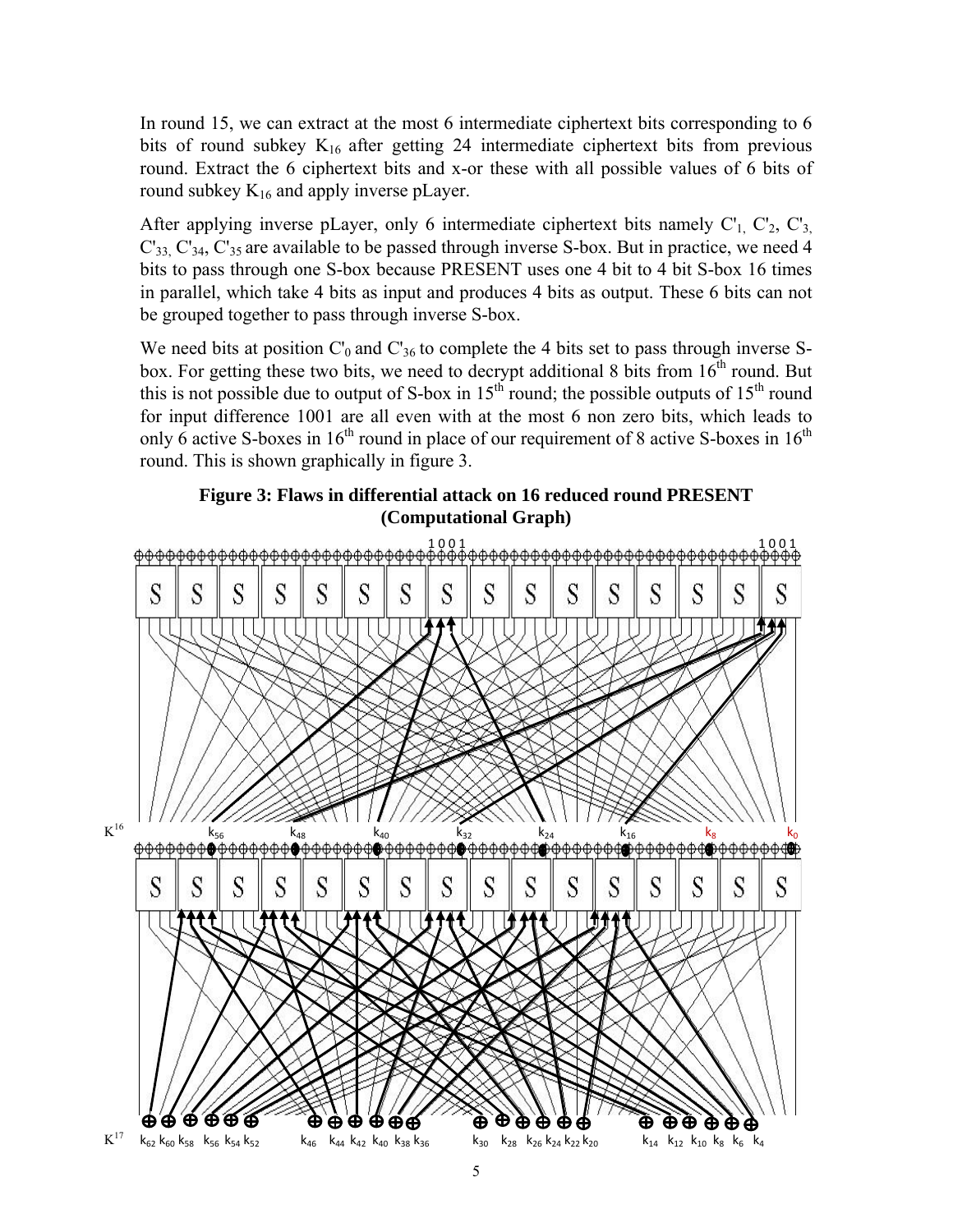In round 15, we can extract at the most 6 intermediate ciphertext bits corresponding to 6 bits of round subkey $K_{16}$ after getting 24 intermediate ciphertext bits from previous round. Extract the 6 ciphertext bits and x-or these with all possible values of 6 bits of round subkey $K_{16}$ and apply inverse pLayer.

After applying inverse pLayer, only 6 intermediate ciphertext bits namely $C'_1$, $C'_2$, $C'_3$, $C'_{33}$, $C'_{34}$, $C'_{35}$ are available to be passed through inverse S-box. But in practice, we need 4 bits to pass through one S-box because PRESENT uses one 4 bit to 4 bit S-box 16 times in parallel, which take 4 bits as input and produces 4 bits as output. These 6 bits can not be grouped together to pass through inverse S-box.

We need bits at position $C'_0$ and $C'_{36}$ to complete the 4 bits set to pass through inverse S-box. For getting these two bits, we need to decrypt additional 8 bits from $16^{th}$ round. But this is not possible due to output of S-box in $15^{th}$ round; the possible outputs of $15^{th}$ round for input difference 1001 are all even with at the most 6 non zero bits, which leads to only 6 active S-boxes in $16^{th}$ round in place of our requirement of 8 active S-boxes in $16^{th}$ round. This is shown graphically in figure 3.

**Figure 3: Flaws in differential attack on 16 reduced round PRESENT (Computational Graph)**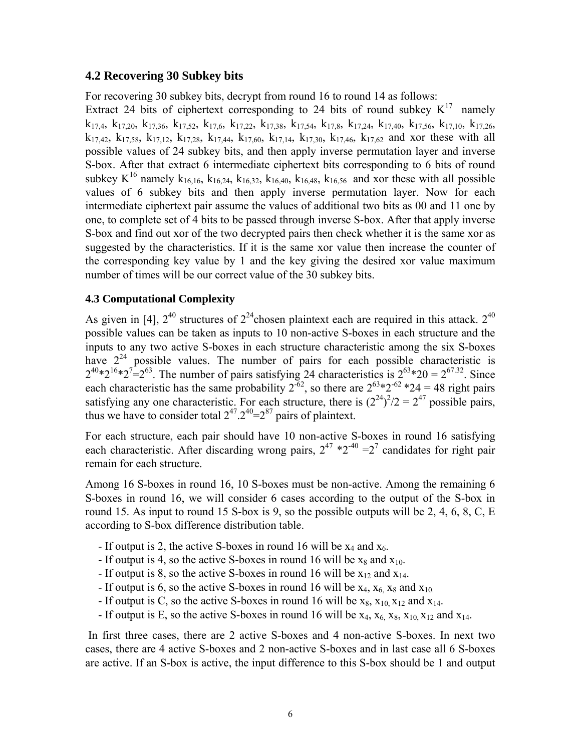### 4.2 Recovering 30 Subkey bits

For recovering 30 subkey bits, decrypt from round 16 to round 14 as follows:
Extract 24 bits of ciphertext corresponding to 24 bits of round subkey $K^{17}$ namely $k_{17,4}$, $k_{17,20}$, $k_{17,36}$, $k_{17,52}$, $k_{17,6}$, $k_{17,22}$, $k_{17,38}$, $k_{17,54}$, $k_{17,8}$, $k_{17,24}$, $k_{17,40}$, $k_{17,56}$, $k_{17,10}$, $k_{17,26}$, $k_{17,42}$, $k_{17,58}$, $k_{17,12}$, $k_{17,28}$, $k_{17,44}$, $k_{17,60}$, $k_{17,14}$, $k_{17,30}$, $k_{17,46}$, $k_{17,62}$ and xor these with all possible values of 24 subkey bits, and then apply inverse permutation layer and inverse S-box. After that extract 6 intermediate ciphertext bits corresponding to 6 bits of round subkey $K^{16}$ namely $k_{16,16}$, $k_{16,24}$, $k_{16,32}$, $k_{16,40}$, $k_{16,48}$, $k_{16,56}$ and xor these with all possible values of 6 subkey bits and then apply inverse permutation layer. Now for each intermediate ciphertext pair assume the values of additional two bits as 00 and 11 one by one, to complete set of 4 bits to be passed through inverse S-box. After that apply inverse S-box and find out xor of the two decrypted pairs then check whether it is the same xor as suggested by the characteristics. If it is the same xor value then increase the counter of the corresponding key value by 1 and the key giving the desired xor value maximum number of times will be our correct value of the 30 subkey bits.

### 4.3 Computational Complexity

As given in [4], $2^{40}$ structures of $2^{24}$chosen plaintext each are required in this attack. $2^{40}$ possible values can be taken as inputs to 10 non-active S-boxes in each structure and the inputs to any two active S-boxes in each structure characteristic among the six S-boxes have $2^{24}$ possible values. The number of pairs for each possible characteristic is $2^{40}*2^{16}*2^{7}=2^{63}$. The number of pairs satisfying 24 characteristics is $2^{63}*20 = 2^{67.32}$. Since each characteristic has the same probability $2^{-62}$, so there are $2^{63}*2^{-62}*24 = 48$ right pairs satisfying any one characteristic. For each structure, there is $(2^{24})^{2}/2 = 2^{47}$ possible pairs, thus we have to consider total $2^{47}.2^{40}=2^{87}$ pairs of plaintext.

For each structure, each pair should have 10 non-active S-boxes in round 16 satisfying each characteristic. After discarding wrong pairs, $2^{47}*2^{-40}=2^{7}$ candidates for right pair remain for each structure.

Among 16 S-boxes in round 16, 10 S-boxes must be non-active. Among the remaining 6 S-boxes in round 16, we will consider 6 cases according to the output of the S-box in round 15. As input to round 15 S-box is 9, so the possible outputs will be 2, 4, 6, 8, C, E according to S-box difference distribution table.

- If output is 2, the active S-boxes in round 16 will be $x_4$ and $x_6$.
- If output is 4, so the active S-boxes in round 16 will be $x_8$ and $x_{10}$.
- If output is 8, so the active S-boxes in round 16 will be $x_{12}$ and $x_{14}$.
- If output is 6, so the active S-boxes in round 16 will be $x_4$, $x_6$, $x_8$ and $x_{10}$.
- If output is C, so the active S-boxes in round 16 will be $x_8$, $x_{10}$, $x_{12}$ and $x_{14}$.
- If output is E, so the active S-boxes in round 16 will be $x_4$, $x_6$, $x_8$, $x_{10}$, $x_{12}$ and $x_{14}$.

In first three cases, there are 2 active S-boxes and 4 non-active S-boxes. In next two cases, there are 4 active S-boxes and 2 non-active S-boxes and in last case all 6 S-boxes are active. If an S-box is active, the input difference to this S-box should be 1 and output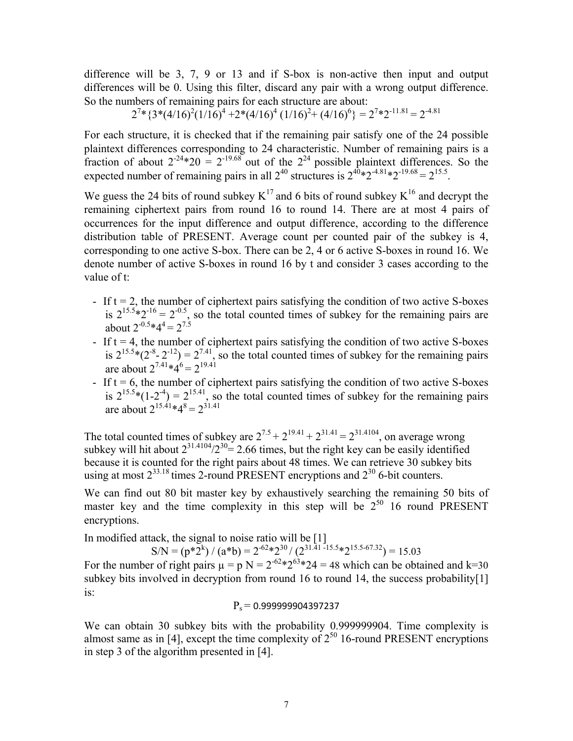difference will be 3, 7, 9 or 13 and if S-box is non-active then input and output differences will be 0. Using this filter, discard any pair with a wrong output difference. So the numbers of remaining pairs for each structure are about:

$$2^7 * \{3*(4/16)^2(1/16)^4 + 2*(4/16)^4 (1/16)^2 + (4/16)^6\} = 2^7 * 2^{-11.81} = 2^{-4.81}$$

For each structure, it is checked that if the remaining pair satisfy one of the 24 possible plaintext differences corresponding to 24 characteristic. Number of remaining pairs is a fraction of about $2^{-24}*20 = 2^{-19.68}$ out of the $2^{24}$ possible plaintext differences. So the expected number of remaining pairs in all $2^{40}$ structures is $2^{40}*2^{-4.81}*2^{-19.68} = 2^{15.5}$.

We guess the 24 bits of round subkey $K^{17}$ and 6 bits of round subkey $K^{16}$ and decrypt the remaining ciphertext pairs from round 16 to round 14. There are at most 4 pairs of occurrences for the input difference and output difference, according to the difference distribution table of PRESENT. Average count per counted pair of the subkey is 4, corresponding to one active S-box. There can be 2, 4 or 6 active S-boxes in round 16. We denote number of active S-boxes in round 16 by t and consider 3 cases according to the value of t:

- If t = 2, the number of ciphertext pairs satisfying the condition of two active S-boxes is $2^{15.5}*2^{-16} = 2^{-0.5}$, so the total counted times of subkey for the remaining pairs are about $2^{-0.5}*4^4 = 2^{7.5}$
- If t = 4, the number of ciphertext pairs satisfying the condition of two active S-boxes is $2^{15.5}*(2^{-8}- 2^{-12}) = 2^{7.41}$, so the total counted times of subkey for the remaining pairs are about $2^{7.41}*4^6 = 2^{19.41}$
- If t = 6, the number of ciphertext pairs satisfying the condition of two active S-boxes is $2^{15.5}*(1-2^{-4}) = 2^{15.41}$, so the total counted times of subkey for the remaining pairs are about $2^{15.41}*4^8 = 2^{31.41}$

The total counted times of subkey are $2^{7.5} + 2^{19.41} + 2^{31.41} = 2^{31.4104}$, on average wrong subkey will hit about $2^{31.4104}/2^{30}$= 2.66 times, but the right key can be easily identified because it is counted for the right pairs about 48 times. We can retrieve 30 subkey bits using at most $2^{33.18}$ times 2-round PRESENT encryptions and $2^{30}$ 6-bit counters.

We can find out 80 bit master key by exhaustively searching the remaining 50 bits of master key and the time complexity in this step will be $2^{50}$ 16 round PRESENT encryptions.

In modified attack, the signal to noise ratio will be [1]

$$S/N = (p*2^k) / (a*b) = 2^{-62}*2^{30} / (2^{31.41 - 15.5}*2^{15.5-67.32}) = 15.03$$

For the number of right pairs $\mu = p\,N = 2^{-62}*2^{63}*24 = 48$ which can be obtained and k=30 subkey bits involved in decryption from round 16 to round 14, the success probability[1] is:

$$P_s = 0.999999904397237$$

We can obtain 30 subkey bits with the probability 0.999999904. Time complexity is almost same as in [4], except the time complexity of $2^{50}$ 16-round PRESENT encryptions in step 3 of the algorithm presented in [4].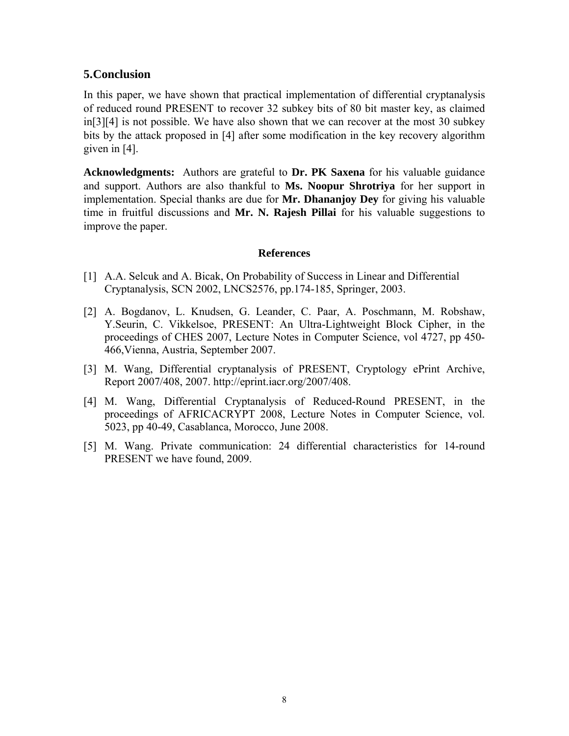## 5.Conclusion

In this paper, we have shown that practical implementation of differential cryptanalysis of reduced round PRESENT to recover 32 subkey bits of 80 bit master key, as claimed in[3][4] is not possible. We have also shown that we can recover at the most 30 subkey bits by the attack proposed in [4] after some modification in the key recovery algorithm given in [4].

**Acknowledgments:** Authors are grateful to **Dr. PK Saxena** for his valuable guidance and support. Authors are also thankful to **Ms. Noopur Shrotriya** for her support in implementation. Special thanks are due for **Mr. Dhananjoy Dey** for giving his valuable time in fruitful discussions and **Mr. N. Rajesh Pillai** for his valuable suggestions to improve the paper.

### References

[1] A.A. Selcuk and A. Bicak, On Probability of Success in Linear and Differential Cryptanalysis, SCN 2002, LNCS2576, pp.174-185, Springer, 2003.

[2] A. Bogdanov, L. Knudsen, G. Leander, C. Paar, A. Poschmann, M. Robshaw, Y.Seurin, C. Vikkelsoe, PRESENT: An Ultra-Lightweight Block Cipher, in the proceedings of CHES 2007, Lecture Notes in Computer Science, vol 4727, pp 450-466,Vienna, Austria, September 2007.

[3] M. Wang, Differential cryptanalysis of PRESENT, Cryptology ePrint Archive, Report 2007/408, 2007. http://eprint.iacr.org/2007/408.

[4] M. Wang, Differential Cryptanalysis of Reduced-Round PRESENT, in the proceedings of AFRICACRYPT 2008, Lecture Notes in Computer Science, vol. 5023, pp 40-49, Casablanca, Morocco, June 2008.

[5] M. Wang. Private communication: 24 differential characteristics for 14-round PRESENT we have found, 2009.